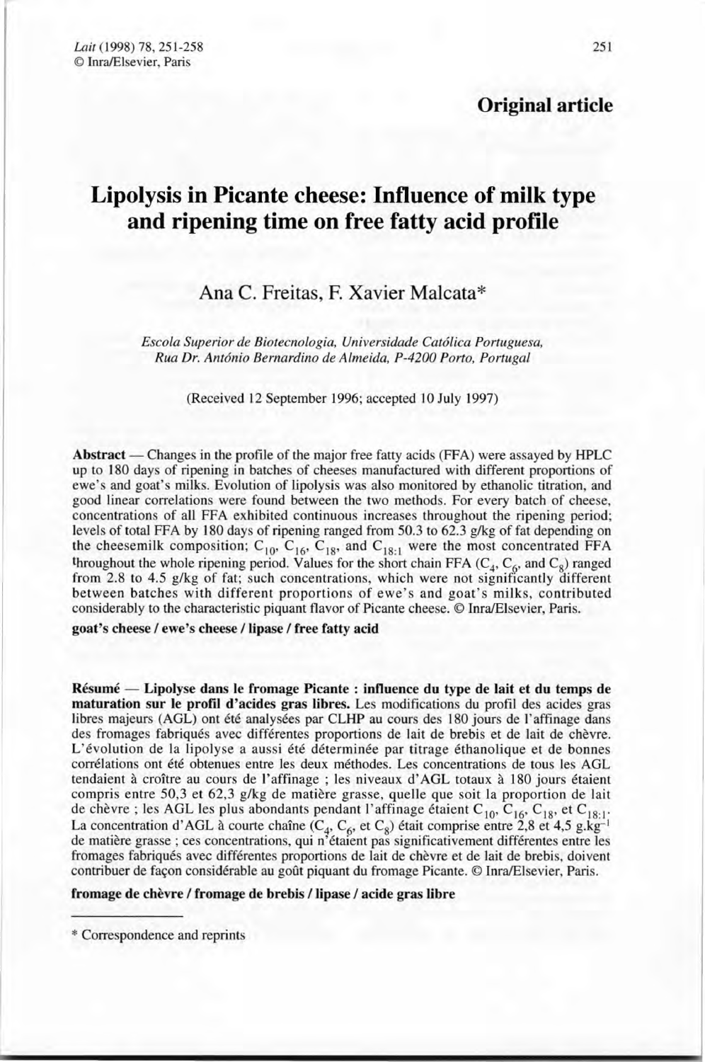## Original article

# Lipolysis in Picante cheese: Influence of milk type and ripening time on free fatty acid profile

Ana C. Freitas, F. Xavier Malcata*

*Escola Superior de Biotecnologia, Universidade Católica Portuguesa, Rua Dr. António Bernardino de Almeida, P-4200 Porto, Portugal*

(Received 12 September 1996; accepted 10 July 1997)

**Abstract** — Changes in the profile of the major free fatty acids (FFA) were assayed by HPLC up to 180 days of ripening in batches of cheeses manufactured with different proportions of ewe's and goat's milks. Evolution of lipolysis was also monitored by ethanolic titration, and good linear correlations were found between the two methods. For every batch of cheese, concentrations of all FFA exhibited continuous increases throughout the ripening period; levels of total FFA by 180 days of ripening ranged from 50.3 to 62.3 g/kg of fat depending on the cheesemilk composition; $C_{10}$, $C_{16}$, $C_{18}$, and $C_{18:1}$ were the most concentrated FFA throughout the whole ripening period. Values for the short chain FFA ($C_4$, $C_6$, and $C_8$) ranged from 2.8 to 4.5 g/kg of fat; such concentrations, which were not significantly different between batches with different proportions of ewe's and goat's milks, contributed considerably to the characteristic piquant flavor of Picante cheese. © Inra/Elsevier, Paris.

**goat's cheese / ewe's cheese / lipase / free fatty acid**

**Résumé** — **Lipolyse dans le fromage Picante : influence du type de lait et du temps de maturation sur le profil d'acides gras libres.** Les modifications du profil des acides gras libres majeurs (AGL) ont été analysées par CLHP au cours des 180 jours de l'affinage dans des fromages fabriqués avec différentes proportions de lait de brebis et de lait de chèvre. L'évolution de la lipolyse a aussi été déterminée par titrage éthanolique et de bonnes corrélations ont été obtenues entre les deux méthodes. Les concentrations de tous les AGL tendaient à croître au cours de l'affinage ; les niveaux d'AGL totaux à 180 jours étaient compris entre 50,3 et 62,3 g/kg de matière grasse, quelle que soit la proportion de lait de chèvre ; les AGL les plus abondants pendant l'affinage étaient $C_{10}$, $C_{16}$, $C_{18}$, et $C_{18:1}$. La concentration d'AGL à courte chaîne ($C_4$, $C_6$, et $C_8$) était comprise entre 2,8 et 4,5 $g.kg^{-1}$ de matière grasse ; ces concentrations, qui n'étaient pas significativement différentes entre les fromages fabriqués avec différentes proportions de lait de chèvre et de lait de brebis, doivent contribuer de façon considérable au goût piquant du fromage Picante. © Inra/Elsevier, Paris.

**fromage de chèvre / fromage de brebis / lipase / acide gras libre**

---

* Correspondence and reprints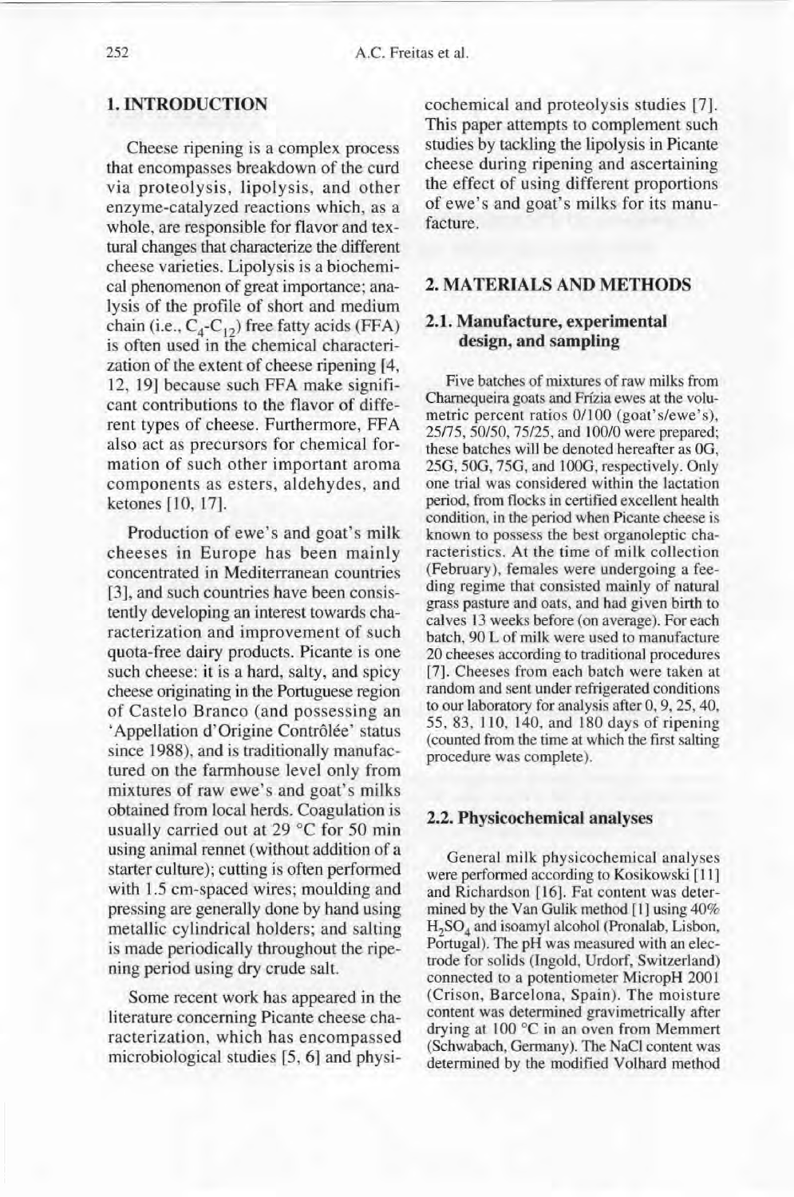## 1. INTRODUCTION

Cheese ripening is a complex process that encompasses breakdown of the curd via proteolysis, lipolysis, and other enzyme-catalyzed reactions which, as a whole, are responsible for flavor and textural changes that characterize the different cheese varieties. Lipolysis is a biochemical phenomenon of great importance; analysis of the profile of short and medium chain (i.e., $C_4$-$C_{12}$) free fatty acids (FFA) is often used in the chemical characterization of the extent of cheese ripening [4, 12, 19] because such FFA make significant contributions to the flavor of different types of cheese. Furthermore, FFA also act as precursors for chemical formation of such other important aroma components as esters, aldehydes, and ketones [10, 17].

Production of ewe's and goat's milk cheeses in Europe has been mainly concentrated in Mediterranean countries [3], and such countries have been consistently developing an interest towards characterization and improvement of such quota-free dairy products. Picante is one such cheese: it is a hard, salty, and spicy cheese originating in the Portuguese region of Castelo Branco (and possessing an 'Appellation d'Origine Contrôlée' status since 1988), and is traditionally manufactured on the farmhouse level only from mixtures of raw ewe's and goat's milks obtained from local herds. Coagulation is usually carried out at 29 °C for 50 min using animal rennet (without addition of a starter culture); cutting is often performed with 1.5 cm-spaced wires; moulding and pressing are generally done by hand using metallic cylindrical holders; and salting is made periodically throughout the ripening period using dry crude salt.

Some recent work has appeared in the literature concerning Picante cheese characterization, which has encompassed microbiological studies [5, 6] and physicochemical and proteolysis studies [7]. This paper attempts to complement such studies by tackling the lipolysis in Picante cheese during ripening and ascertaining the effect of using different proportions of ewe's and goat's milks for its manufacture.

## 2. MATERIALS AND METHODS

### 2.1. Manufacture, experimental design, and sampling

Five batches of mixtures of raw milks from Charnequeira goats and Frízia ewes at the volumetric percent ratios 0/100 (goat's/ewe's), 25/75, 50/50, 75/25, and 100/0 were prepared; these batches will be denoted hereafter as 0G, 25G, 50G, 75G, and 100G, respectively. Only one trial was considered within the lactation period, from flocks in certified excellent health condition, in the period when Picante cheese is known to possess the best organoleptic characteristics. At the time of milk collection (February), females were undergoing a feeding regime that consisted mainly of natural grass pasture and oats, and had given birth to calves 13 weeks before (on average). For each batch, 90 L of milk were used to manufacture 20 cheeses according to traditional procedures [7]. Cheeses from each batch were taken at random and sent under refrigerated conditions to our laboratory for analysis after 0, 9, 25, 40, 55, 83, 110, 140, and 180 days of ripening (counted from the time at which the first salting procedure was complete).

### 2.2. Physicochemical analyses

General milk physicochemical analyses were performed according to Kosikowski [11] and Richardson [16]. Fat content was determined by the Van Gulik method [1] using 40% $H_2SO_4$ and isoamyl alcohol (Pronalab, Lisbon, Portugal). The pH was measured with an electrode for solids (Ingold, Urdorf, Switzerland) connected to a potentiometer MicropH 2001 (Crison, Barcelona, Spain). The moisture content was determined gravimetrically after drying at 100 °C in an oven from Memmert (Schwabach, Germany). The NaCl content was determined by the modified Volhard method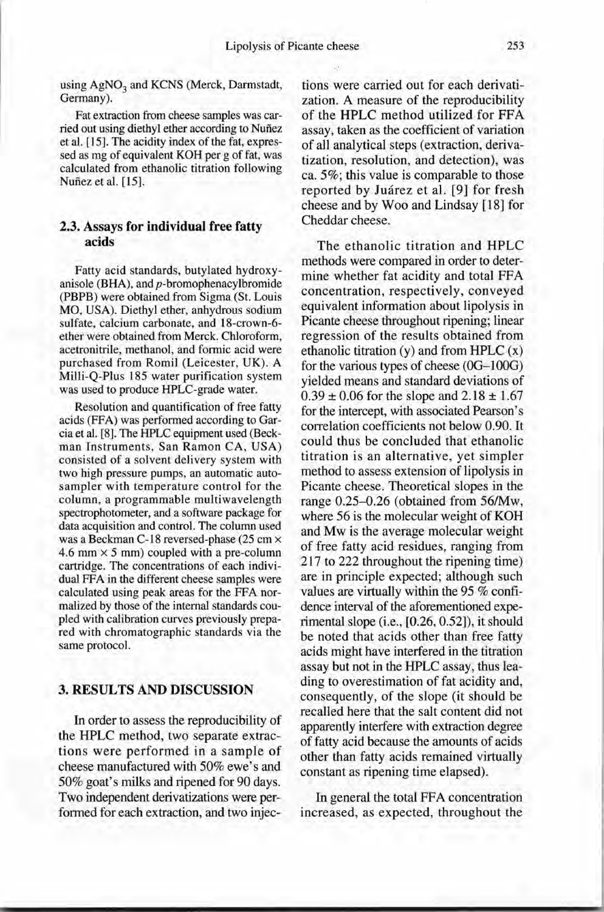using $AgNO_3$ and KCNS (Merck, Darmstadt, Germany).

Fat extraction from cheese samples was carried out using diethyl ether according to Nuñez et al. [15]. The acidity index of the fat, expressed as mg of equivalent KOH per g of fat, was calculated from ethanolic titration following Nuñez et al. [15].

## 2.3. Assays for individual free fatty acids

Fatty acid standards, butylated hydroxyanisole (BHA), and *p*-bromophenacylbromide (PBPB) were obtained from Sigma (St. Louis MO, USA). Diethyl ether, anhydrous sodium sulfate, calcium carbonate, and 18-crown-6-ether were obtained from Merck. Chloroform, acetronitrile, methanol, and formic acid were purchased from Romil (Leicester, UK). A Milli-Q-Plus 185 water purification system was used to produce HPLC-grade water.

Resolution and quantification of free fatty acids (FFA) was performed according to Garcia et al. [8]. The HPLC equipment used (Beckman Instruments, San Ramon CA, USA) consisted of a solvent delivery system with two high pressure pumps, an automatic autosampler with temperature control for the column, a programmable multiwavelength spectrophotometer, and a software package for data acquisition and control. The column used was a Beckman C-18 reversed-phase (25 cm × 4.6 mm × 5 mm) coupled with a pre-column cartridge. The concentrations of each individual FFA in the different cheese samples were calculated using peak areas for the FFA normalized by those of the internal standards coupled with calibration curves previously prepared with chromatographic standards via the same protocol.

## 3. RESULTS AND DISCUSSION

In order to assess the reproducibility of the HPLC method, two separate extractions were performed in a sample of cheese manufactured with 50% ewe's and 50% goat's milks and ripened for 90 days. Two independent derivatizations were performed for each extraction, and two injections were carried out for each derivatization. A measure of the reproducibility of the HPLC method utilized for FFA assay, taken as the coefficient of variation of all analytical steps (extraction, derivatization, resolution, and detection), was ca. 5%; this value is comparable to those reported by Juárez et al. [9] for fresh cheese and by Woo and Lindsay [18] for Cheddar cheese.

The ethanolic titration and HPLC methods were compared in order to determine whether fat acidity and total FFA concentration, respectively, conveyed equivalent information about lipolysis in Picante cheese throughout ripening; linear regression of the results obtained from ethanolic titration (y) and from HPLC (x) for the various types of cheese (0G–100G) yielded means and standard deviations of $0.39 \pm 0.06$ for the slope and $2.18 \pm 1.67$ for the intercept, with associated Pearson's correlation coefficients not below 0.90. It could thus be concluded that ethanolic titration is an alternative, yet simpler method to assess extension of lipolysis in Picante cheese. Theoretical slopes in the range 0.25–0.26 (obtained from 56/Mw, where 56 is the molecular weight of KOH and Mw is the average molecular weight of free fatty acid residues, ranging from 217 to 222 throughout the ripening time) are in principle expected; although such values are virtually within the 95 % confidence interval of the aforementioned experimental slope (i.e., [0.26, 0.52]), it should be noted that acids other than free fatty acids might have interfered in the titration assay but not in the HPLC assay, thus leading to overestimation of fat acidity and, consequently, of the slope (it should be recalled here that the salt content did not apparently interfere with extraction degree of fatty acid because the amounts of acids other than fatty acids remained virtually constant as ripening time elapsed).

In general the total FFA concentration increased, as expected, throughout the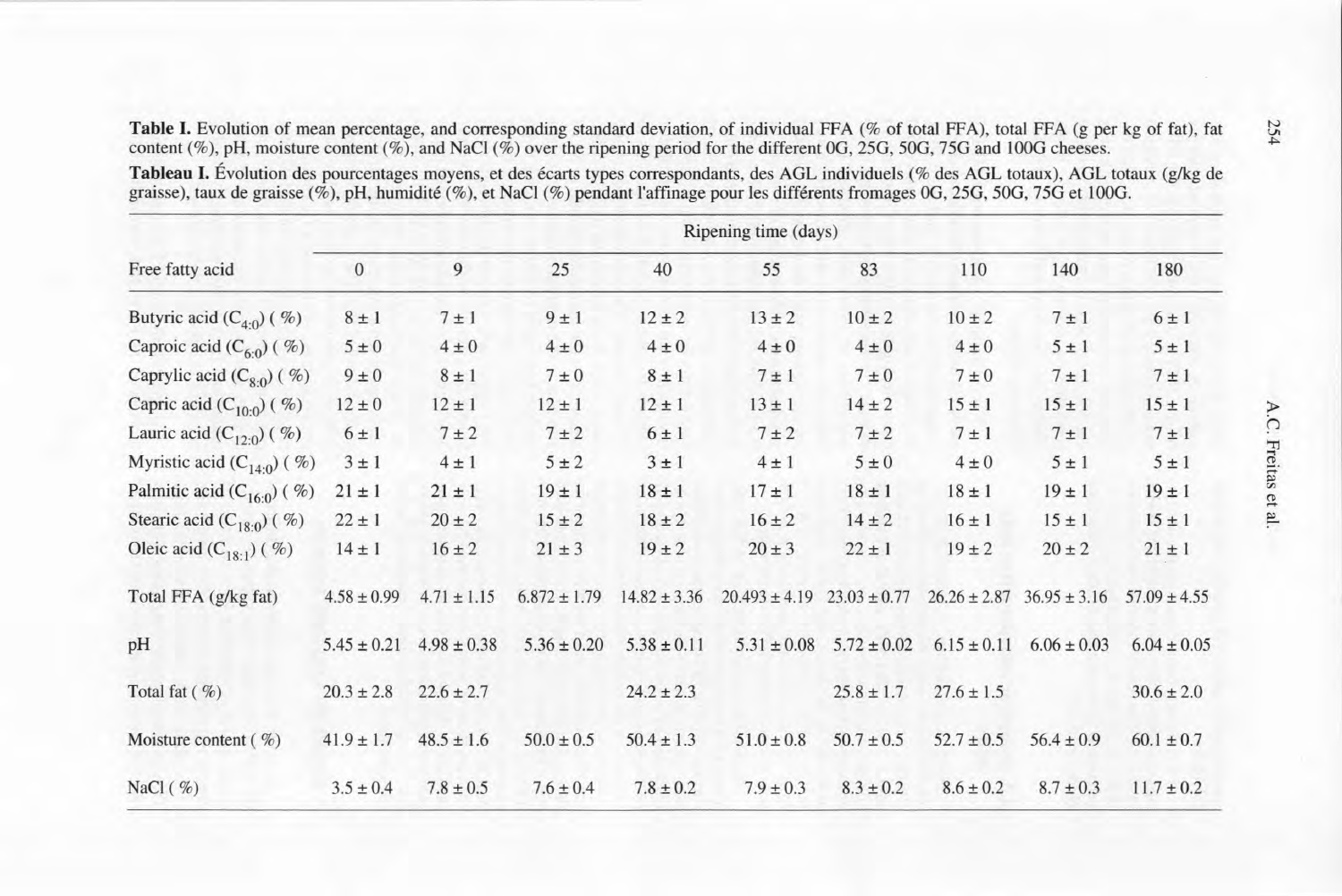**Table I.** Evolution of mean percentage, and corresponding standard deviation, of individual FFA (% of total FFA), total FFA (g per kg of fat), fat content (%), pH, moisture content (%), and NaCl (%) over the ripening period for the different 0G, 25G, 50G, 75G and 100G cheeses.

**Tableau I.** Évolution des pourcentages moyens, et des écarts types correspondants, des AGL individuels (% des AGL totaux), AGL totaux (g/kg de graisse), taux de graisse (%), pH, humidité (%), et NaCl (%) pendant l'affinage pour les différents fromages 0G, 25G, 50G, 75G et 100G.

| Free fatty acid | Ripening time (days) | | | | | | | | |
|---|---|---|---|---|---|---|---|---|---|
| | 0 | 9 | 25 | 40 | 55 | 83 | 110 | 140 | 180 |
| Butyric acid ($C_{4:0}$) ( %) | 8 ± 1 | 7 ± 1 | 9 ± 1 | 12 ± 2 | 13 ± 2 | 10 ± 2 | 10 ± 2 | 7 ± 1 | 6 ± 1 |
| Caproic acid ($C_{6:0}$) ( %) | 5 ± 0 | 4 ± 0 | 4 ± 0 | 4 ± 0 | 4 ± 0 | 4 ± 0 | 4 ± 0 | 5 ± 1 | 5 ± 1 |
| Caprylic acid ($C_{8:0}$) ( %) | 9 ± 0 | 8 ± 1 | 7 ± 0 | 8 ± 1 | 7 ± 1 | 7 ± 0 | 7 ± 0 | 7 ± 1 | 7 ± 1 |
| Capric acid ($C_{10:0}$) ( %) | 12 ± 0 | 12 ± 1 | 12 ± 1 | 12 ± 1 | 13 ± 1 | 14 ± 2 | 15 ± 1 | 15 ± 1 | 15 ± 1 |
| Lauric acid ($C_{12:0}$) ( %) | 6 ± 1 | 7 ± 2 | 7 ± 2 | 6 ± 1 | 7 ± 2 | 7 ± 2 | 7 ± 1 | 7 ± 1 | 7 ± 1 |
| Myristic acid ($C_{14:0}$) ( %) | 3 ± 1 | 4 ± 1 | 5 ± 2 | 3 ± 1 | 4 ± 1 | 5 ± 0 | 4 ± 0 | 5 ± 1 | 5 ± 1 |
| Palmitic acid ($C_{16:0}$) ( %) | 21 ± 1 | 21 ± 1 | 19 ± 1 | 18 ± 1 | 17 ± 1 | 18 ± 1 | 18 ± 1 | 19 ± 1 | 19 ± 1 |
| Stearic acid ($C_{18:0}$) ( %) | 22 ± 1 | 20 ± 2 | 15 ± 2 | 18 ± 2 | 16 ± 2 | 14 ± 2 | 16 ± 1 | 15 ± 1 | 15 ± 1 |
| Oleic acid ($C_{18:1}$) ( %) | 14 ± 1 | 16 ± 2 | 21 ± 3 | 19 ± 2 | 20 ± 3 | 22 ± 1 | 19 ± 2 | 20 ± 2 | 21 ± 1 |
| Total FFA (g/kg fat) | 4.58 ± 0.99 | 4.71 ± 1.15 | 6.872 ± 1.79 | 14.82 ± 3.36 | 20.493 ± 4.19 | 23.03 ± 0.77 | 26.26 ± 2.87 | 36.95 ± 3.16 | 57.09 ± 4.55 |
| pH | 5.45 ± 0.21 | 4.98 ± 0.38 | 5.36 ± 0.20 | 5.38 ± 0.11 | 5.31 ± 0.08 | 5.72 ± 0.02 | 6.15 ± 0.11 | 6.06 ± 0.03 | 6.04 ± 0.05 |
| Total fat ( %) | 20.3 ± 2.8 | 22.6 ± 2.7 | | 24.2 ± 2.3 | | 25.8 ± 1.7 | 27.6 ± 1.5 | | 30.6 ± 2.0 |
| Moisture content ( %) | 41.9 ± 1.7 | 48.5 ± 1.6 | 50.0 ± 0.5 | 50.4 ± 1.3 | 51.0 ± 0.8 | 50.7 ± 0.5 | 52.7 ± 0.5 | 56.4 ± 0.9 | 60.1 ± 0.7 |
| NaCl ( %) | 3.5 ± 0.4 | 7.8 ± 0.5 | 7.6 ± 0.4 | 7.8 ± 0.2 | 7.9 ± 0.3 | 8.3 ± 0.2 | 8.6 ± 0.2 | 8.7 ± 0.3 | 11.7 ± 0.2 |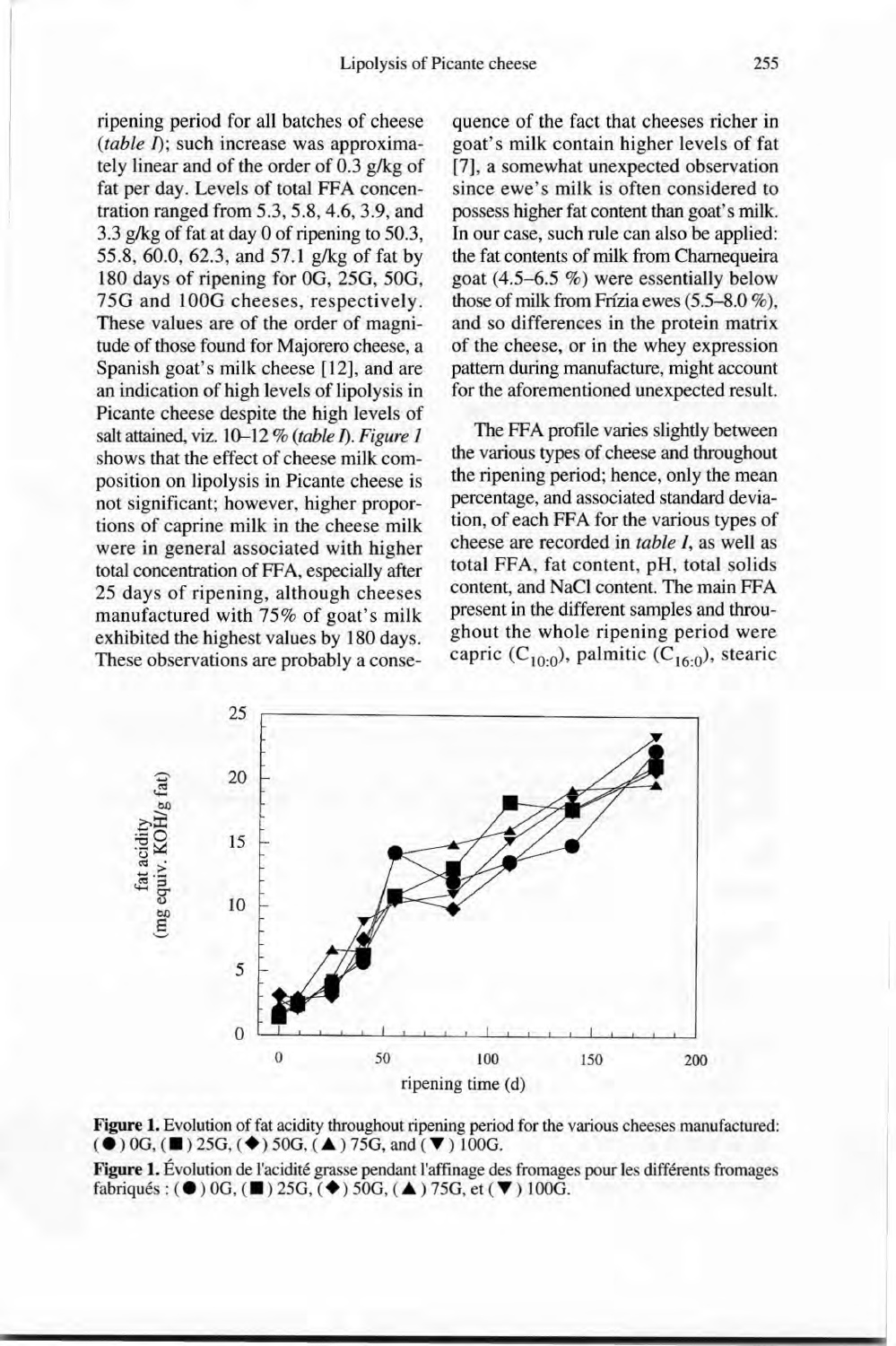ripening period for all batches of cheese (*table I*); such increase was approximately linear and of the order of 0.3 g/kg of fat per day. Levels of total FFA concentration ranged from 5.3, 5.8, 4.6, 3.9, and 3.3 g/kg of fat at day 0 of ripening to 50.3, 55.8, 60.0, 62.3, and 57.1 g/kg of fat by 180 days of ripening for 0G, 25G, 50G, 75G and 100G cheeses, respectively. These values are of the order of magnitude of those found for Majorero cheese, a Spanish goat's milk cheese [12], and are an indication of high levels of lipolysis in Picante cheese despite the high levels of salt attained, viz. 10–12 % (*table I*). *Figure 1* shows that the effect of cheese milk composition on lipolysis in Picante cheese is not significant; however, higher proportions of caprine milk in the cheese milk were in general associated with higher total concentration of FFA, especially after 25 days of ripening, although cheeses manufactured with 75% of goat's milk exhibited the highest values by 180 days. These observations are probably a consequence of the fact that cheeses richer in goat's milk contain higher levels of fat [7], a somewhat unexpected observation since ewe's milk is often considered to possess higher fat content than goat's milk. In our case, such rule can also be applied: the fat contents of milk from Charnequeira goat (4.5–6.5 %) were essentially below those of milk from Frízia ewes (5.5–8.0 %), and so differences in the protein matrix of the cheese, or in the whey expression pattern during manufacture, might account for the aforementioned unexpected result.

The FFA profile varies slightly between the various types of cheese and throughout the ripening period; hence, only the mean percentage, and associated standard deviation, of each FFA for the various types of cheese are recorded in *table I*, as well as total FFA, fat content, pH, total solids content, and NaCl content. The main FFA present in the different samples and throughout the whole ripening period were capric ($C_{10:0}$), palmitic ($C_{16:0}$), stearic

**Figure 1.** Evolution of fat acidity throughout ripening period for the various cheeses manufactured: (●) 0G, (■) 25G, (♦) 50G, (▲) 75G, and (▼) 100G.

**Figure 1.** Évolution de l'acidité grasse pendant l'affinage des fromages pour les différents fromages fabriqués : (●) 0G, (■) 25G, (♦) 50G, (▲) 75G, et (▼) 100G.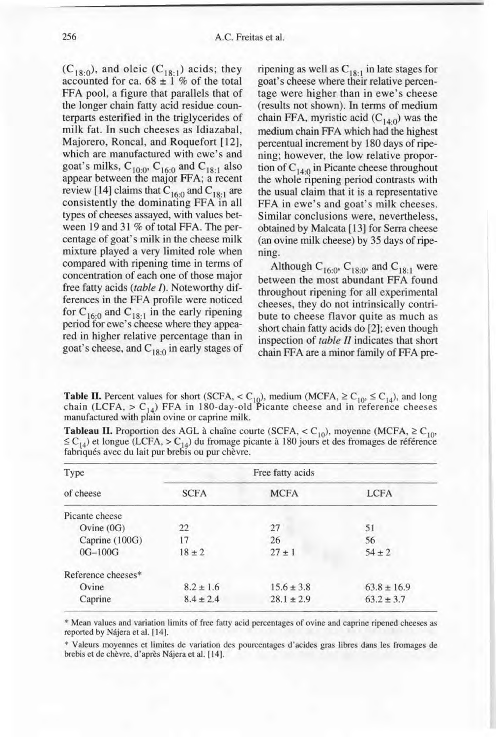($C_{18:0}$), and oleic ($C_{18:1}$) acids; they accounted for ca. 68 ± 1 % of the total FFA pool, a figure that parallels that of the longer chain fatty acid residue counterparts esterified in the triglycerides of milk fat. In such cheeses as Idiazabal, Majorero, Roncal, and Roquefort [12], which are manufactured with ewe's and goat's milks, $C_{10:0}$, $C_{16:0}$ and $C_{18:1}$ also appear between the major FFA; a recent review [14] claims that $C_{16:0}$ and $C_{18:1}$ are consistently the dominating FFA in all types of cheeses assayed, with values between 19 and 31 % of total FFA. The percentage of goat's milk in the cheese milk mixture played a very limited role when compared with ripening time in terms of concentration of each one of those major free fatty acids (*table I*). Noteworthy differences in the FFA profile were noticed for $C_{16:0}$ and $C_{18:1}$ in the early ripening period for ewe's cheese where they appeared in higher relative percentage than in goat's cheese, and $C_{18:0}$ in early stages of ripening as well as $C_{18:1}$ in late stages for goat's cheese where their relative percentage were higher than in ewe's cheese (results not shown). In terms of medium chain FFA, myristic acid ($C_{14:0}$) was the medium chain FFA which had the highest percentual increment by 180 days of ripening; however, the low relative proportion of $C_{14:0}$ in Picante cheese throughout the whole ripening period contrasts with the usual claim that it is a representative FFA in ewe's and goat's milk cheeses. Similar conclusions were, nevertheless, obtained by Malcata [13] for Serra cheese (an ovine milk cheese) by 35 days of ripening.

Although $C_{16:0}$, $C_{18:0}$, and $C_{18:1}$ were between the most abundant FFA found throughout ripening for all experimental cheeses, they do not intrinsically contribute to cheese flavor quite as much as short chain fatty acids do [2]; even though inspection of *table II* indicates that short chain FFA are a minor family of FFA pre-

**Table II.** Percent values for short (SCFA, < $C_{10}$), medium (MCFA, ≥ $C_{10}$, ≤ $C_{14}$), and long chain (LCFA, > $C_{14}$) FFA in 180-day-old Picante cheese and in reference cheeses manufactured with plain ovine or caprine milk.

**Tableau II.** Proportion des AGL à chaîne courte (SCFA, < $C_{10}$), moyenne (MCFA, ≥ $C_{10}$, ≤ $C_{14}$) et longue (LCFA, > $C_{14}$) du fromage picante à 180 jours et des fromages de référence fabriqués avec du lait pur brebis ou pur chèvre.

| Type of cheese | Free fatty acids | | |
|---|---|---|---|
| | SCFA | MCFA | LCFA |
| Picante cheese | | | |
| Ovine (0G) | 22 | 27 | 51 |
| Caprine (100G) | 17 | 26 | 56 |
| 0G–100G | 18 ± 2 | 27 ± 1 | 54 ± 2 |
| Reference cheeses* | | | |
| Ovine | 8.2 ± 1.6 | 15.6 ± 3.8 | 63.8 ± 16.9 |
| Caprine | 8.4 ± 2.4 | 28.1 ± 2.9 | 63.2 ± 3.7 |

\* Mean values and variation limits of free fatty acid percentages of ovine and caprine ripened cheeses as reported by Nájera et al. [14].

\* Valeurs moyennes et limites de variation des pourcentages d'acides gras libres dans les fromages de brebis et de chèvre, d'après Nájera et al. [14].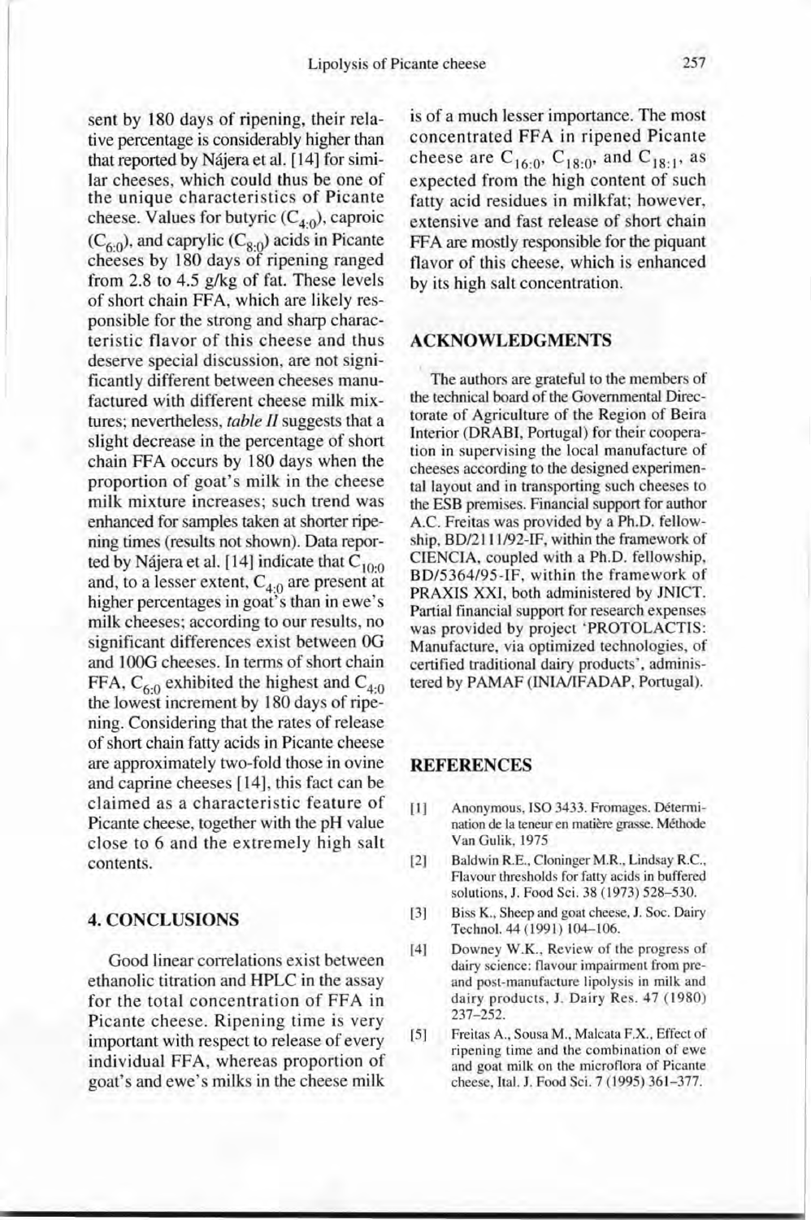sent by 180 days of ripening, their relative percentage is considerably higher than that reported by Nájera et al. [14] for similar cheeses, which could thus be one of the unique characteristics of Picante cheese. Values for butyric ($C_{4:0}$), caproic ($C_{6:0}$), and caprylic ($C_{8:0}$) acids in Picante cheeses by 180 days of ripening ranged from 2.8 to 4.5 g/kg of fat. These levels of short chain FFA, which are likely responsible for the strong and sharp characteristic flavor of this cheese and thus deserve special discussion, are not significantly different between cheeses manufactured with different cheese milk mixtures; nevertheless, *table II* suggests that a slight decrease in the percentage of short chain FFA occurs by 180 days when the proportion of goat's milk in the cheese milk mixture increases; such trend was enhanced for samples taken at shorter ripening times (results not shown). Data reported by Nájera et al. [14] indicate that $C_{10:0}$ and, to a lesser extent, $C_{4:0}$ are present at higher percentages in goat's than in ewe's milk cheeses; according to our results, no significant differences exist between 0G and 100G cheeses. In terms of short chain FFA, $C_{6:0}$ exhibited the highest and $C_{4:0}$ the lowest increment by 180 days of ripening. Considering that the rates of release of short chain fatty acids in Picante cheese are approximately two-fold those in ovine and caprine cheeses [14], this fact can be claimed as a characteristic feature of Picante cheese, together with the pH value close to 6 and the extremely high salt contents.

## 4. CONCLUSIONS

Good linear correlations exist between ethanolic titration and HPLC in the assay for the total concentration of FFA in Picante cheese. Ripening time is very important with respect to release of every individual FFA, whereas proportion of goat's and ewe's milks in the cheese milk is of a much lesser importance. The most concentrated FFA in ripened Picante cheese are $C_{16:0}$, $C_{18:0}$, and $C_{18:1}$, as expected from the high content of such fatty acid residues in milkfat; however, extensive and fast release of short chain FFA are mostly responsible for the piquant flavor of this cheese, which is enhanced by its high salt concentration.

## ACKNOWLEDGMENTS

The authors are grateful to the members of the technical board of the Governmental Directorate of Agriculture of the Region of Beira Interior (DRABI, Portugal) for their cooperation in supervising the local manufacture of cheeses according to the designed experimental layout and in transporting such cheeses to the ESB premises. Financial support for author A.C. Freitas was provided by a Ph.D. fellowship, BD/2111/92-IF, within the framework of CIENCIA, coupled with a Ph.D. fellowship, BD/5364/95-IF, within the framework of PRAXIS XXI, both administered by JNICT. Partial financial support for research expenses was provided by project 'PROTOLACTIS: Manufacture, via optimized technologies, of certified traditional dairy products', administered by PAMAF (INIA/IFADAP, Portugal).

## REFERENCES

[1] Anonymous, ISO 3433. Fromages. Détermination de la teneur en matière grasse. Méthode Van Gulik, 1975

[2] Baldwin R.E., Cloninger M.R., Lindsay R.C., Flavour thresholds for fatty acids in buffered solutions, J. Food Sci. 38 (1973) 528–530.

[3] Biss K., Sheep and goat cheese, J. Soc. Dairy Technol. 44 (1991) 104–106.

[4] Downey W.K., Review of the progress of dairy science: flavour impairment from pre- and post-manufacture lipolysis in milk and dairy products, J. Dairy Res. 47 (1980) 237–252.

[5] Freitas A., Sousa M., Malcata F.X., Effect of ripening time and the combination of ewe and goat milk on the microflora of Picante cheese, Ital. J. Food Sci. 7 (1995) 361–377.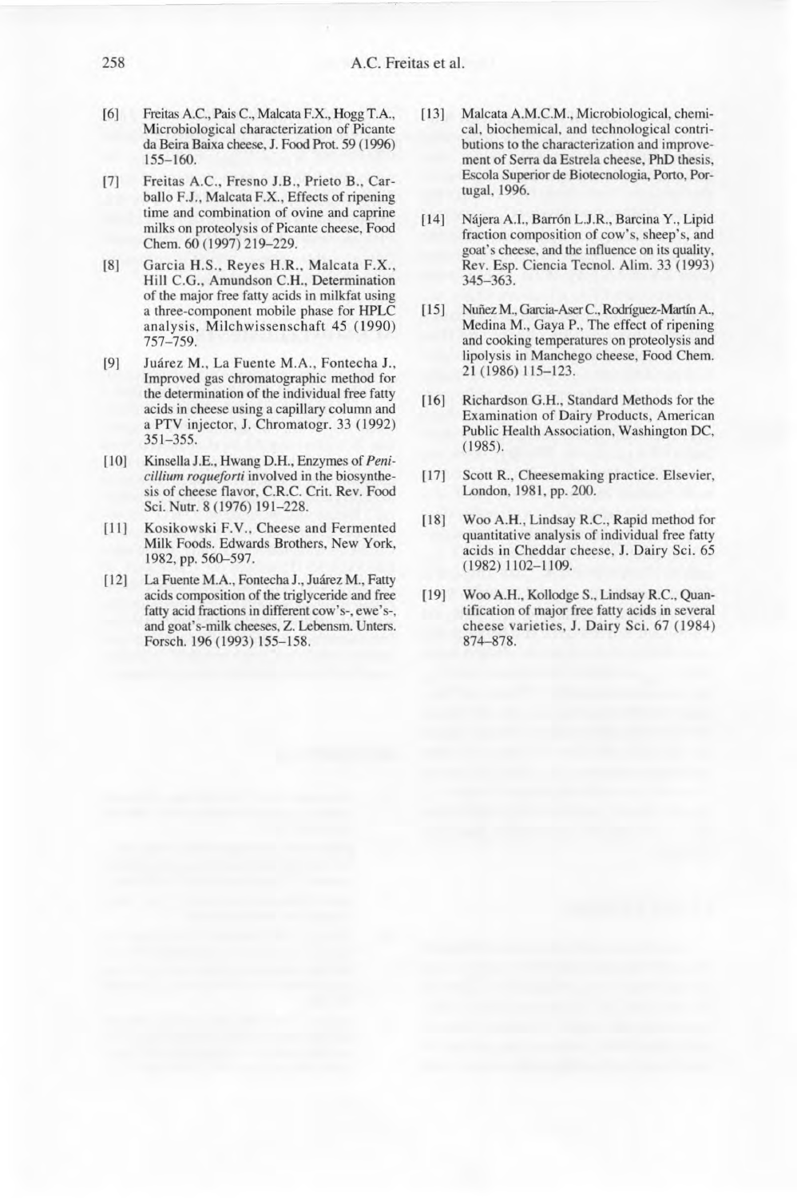[6] Freitas A.C., Pais C., Malcata F.X., Hogg T.A., Microbiological characterization of Picante da Beira Baixa cheese, J. Food Prot. 59 (1996) 155–160.

[7] Freitas A.C., Fresno J.B., Prieto B., Carballo F.J., Malcata F.X., Effects of ripening time and combination of ovine and caprine milks on proteolysis of Picante cheese, Food Chem. 60 (1997) 219–229.

[8] Garcia H.S., Reyes H.R., Malcata F.X., Hill C.G., Amundson C.H., Determination of the major free fatty acids in milkfat using a three-component mobile phase for HPLC analysis, Milchwissenschaft 45 (1990) 757–759.

[9] Juárez M., La Fuente M.A., Fontecha J., Improved gas chromatographic method for the determination of the individual free fatty acids in cheese using a capillary column and a PTV injector, J. Chromatogr. 33 (1992) 351–355.

[10] Kinsella J.E., Hwang D.H., Enzymes of *Penicillium roqueforti* involved in the biosynthesis of cheese flavor, C.R.C. Crit. Rev. Food Sci. Nutr. 8 (1976) 191–228.

[11] Kosikowski F.V., Cheese and Fermented Milk Foods. Edwards Brothers, New York, 1982, pp. 560–597.

[12] La Fuente M.A., Fontecha J., Juárez M., Fatty acids composition of the triglyceride and free fatty acid fractions in different cow's-, ewe's-, and goat's-milk cheeses, Z. Lebensm. Unters. Forsch. 196 (1993) 155–158.

[13] Malcata A.M.C.M., Microbiological, chemical, biochemical, and technological contributions to the characterization and improvement of Serra da Estrela cheese, PhD thesis, Escola Superior de Biotecnologia, Porto, Portugal, 1996.

[14] Nájera A.I., Barrón L.J.R., Barcina Y., Lipid fraction composition of cow's, sheep's, and goat's cheese, and the influence on its quality, Rev. Esp. Ciencia Tecnol. Alim. 33 (1993) 345–363.

[15] Nuñez M., Garcia-Aser C., Rodríguez-Martín A., Medina M., Gaya P., The effect of ripening and cooking temperatures on proteolysis and lipolysis in Manchego cheese, Food Chem. 21 (1986) 115–123.

[16] Richardson G.H., Standard Methods for the Examination of Dairy Products, American Public Health Association, Washington DC, (1985).

[17] Scott R., Cheesemaking practice. Elsevier, London, 1981, pp. 200.

[18] Woo A.H., Lindsay R.C., Rapid method for quantitative analysis of individual free fatty acids in Cheddar cheese, J. Dairy Sci. 65 (1982) 1102–1109.

[19] Woo A.H., Kollodge S., Lindsay R.C., Quantification of major free fatty acids in several cheese varieties, J. Dairy Sci. 67 (1984) 874–878.